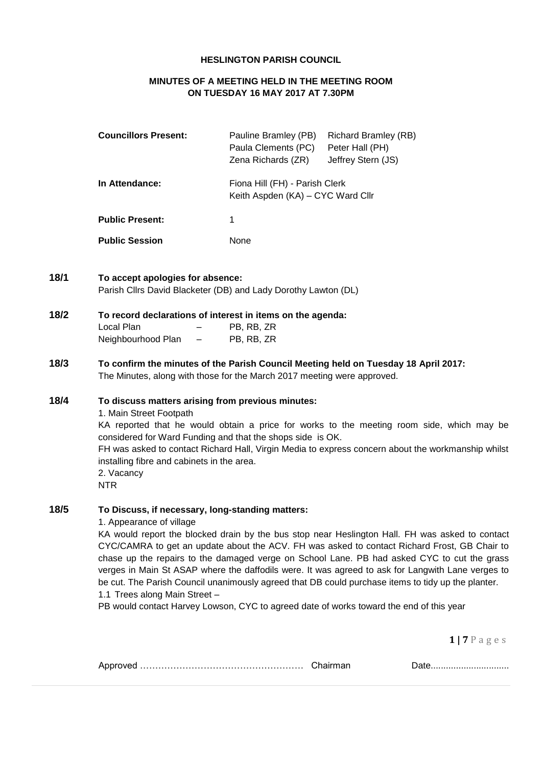**HESLINGTON PARISH COUNCIL**

**MINUTES OF A MEETING HELD IN THE MEETING ROOM ON TUESDAY 16 MAY 2017 AT 7.30PM**

| | | |
|---|---|---|
| **Councillors Present:** | Pauline Bramley (PB) | Richard Bramley (RB) |
| | Paula Clements (PC) | Peter Hall (PH) |
| | Zena Richards (ZR) | Jeffrey Stern (JS) |
| **In Attendance:** | Fiona Hill (FH) - Parish Clerk | |
| | Keith Aspden (KA) – CYC Ward Cllr | |
| **Public Present:** | 1 | |
| **Public Session** | None | |

**18/1 To accept apologies for absence:**

Parish Cllrs David Blacketer (DB) and Lady Dorothy Lawton (DL)

**18/2 To record declarations of interest in items on the agenda:**

| | | |
|---|---|---|
| Local Plan | – | PB, RB, ZR |
| Neighbourhood Plan | – | PB, RB, ZR |

**18/3 To confirm the minutes of the Parish Council Meeting held on Tuesday 18 April 2017:**

The Minutes, along with those for the March 2017 meeting were approved.

**18/4 To discuss matters arising from previous minutes:**

1. Main Street Footpath

KA reported that he would obtain a price for works to the meeting room side, which may be considered for Ward Funding and that the shops side is OK.

FH was asked to contact Richard Hall, Virgin Media to express concern about the workmanship whilst installing fibre and cabinets in the area.

2. Vacancy

NTR

**18/5 To Discuss, if necessary, long-standing matters:**

1. Appearance of village

KA would report the blocked drain by the bus stop near Heslington Hall. FH was asked to contact CYC/CAMRA to get an update about the ACV. FH was asked to contact Richard Frost, GB Chair to chase up the repairs to the damaged verge on School Lane. PB had asked CYC to cut the grass verges in Main St ASAP where the daffodils were. It was agreed to ask for Langwith Lane verges to be cut. The Parish Council unanimously agreed that DB could purchase items to tidy up the planter.

1.1 Trees along Main Street –

PB would contact Harvey Lowson, CYC to agreed date of works toward the end of this year

Approved …………………………………………… Chairman Date...............................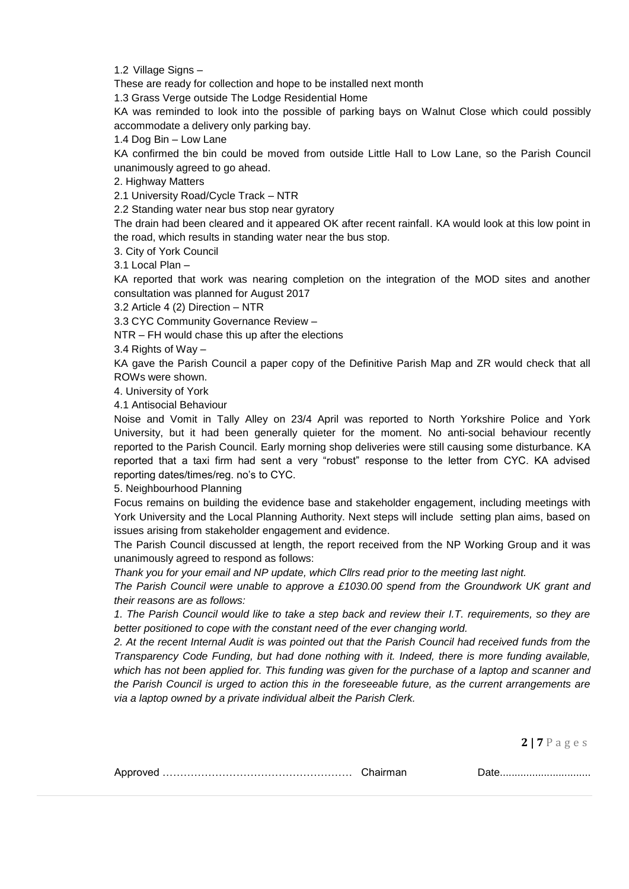1.2 Village Signs –

These are ready for collection and hope to be installed next month

1.3 Grass Verge outside The Lodge Residential Home

KA was reminded to look into the possible of parking bays on Walnut Close which could possibly accommodate a delivery only parking bay.

1.4 Dog Bin – Low Lane

KA confirmed the bin could be moved from outside Little Hall to Low Lane, so the Parish Council unanimously agreed to go ahead.

2. Highway Matters

2.1 University Road/Cycle Track – NTR

2.2 Standing water near bus stop near gyratory

The drain had been cleared and it appeared OK after recent rainfall. KA would look at this low point in the road, which results in standing water near the bus stop.

3. City of York Council

3.1 Local Plan –

KA reported that work was nearing completion on the integration of the MOD sites and another consultation was planned for August 2017

3.2 Article 4 (2) Direction – NTR

3.3 CYC Community Governance Review –

NTR – FH would chase this up after the elections

3.4 Rights of Way –

KA gave the Parish Council a paper copy of the Definitive Parish Map and ZR would check that all ROWs were shown.

4. University of York

4.1 Antisocial Behaviour

Noise and Vomit in Tally Alley on 23/4 April was reported to North Yorkshire Police and York University, but it had been generally quieter for the moment. No anti-social behaviour recently reported to the Parish Council. Early morning shop deliveries were still causing some disturbance. KA reported that a taxi firm had sent a very "robust" response to the letter from CYC. KA advised reporting dates/times/reg. no's to CYC.

5. Neighbourhood Planning

Focus remains on building the evidence base and stakeholder engagement, including meetings with York University and the Local Planning Authority. Next steps will include setting plan aims, based on issues arising from stakeholder engagement and evidence.

The Parish Council discussed at length, the report received from the NP Working Group and it was unanimously agreed to respond as follows:

*Thank you for your email and NP update, which Cllrs read prior to the meeting last night.*

*The Parish Council were unable to approve a £1030.00 spend from the Groundwork UK grant and their reasons are as follows:*

*1. The Parish Council would like to take a step back and review their I.T. requirements, so they are better positioned to cope with the constant need of the ever changing world.*

*2. At the recent Internal Audit is was pointed out that the Parish Council had received funds from the Transparency Code Funding, but had done nothing with it. Indeed, there is more funding available, which has not been applied for. This funding was given for the purchase of a laptop and scanner and the Parish Council is urged to action this in the foreseeable future, as the current arrangements are via a laptop owned by a private individual albeit the Parish Clerk.*

Approved ……………………………………………… Chairman Date...............................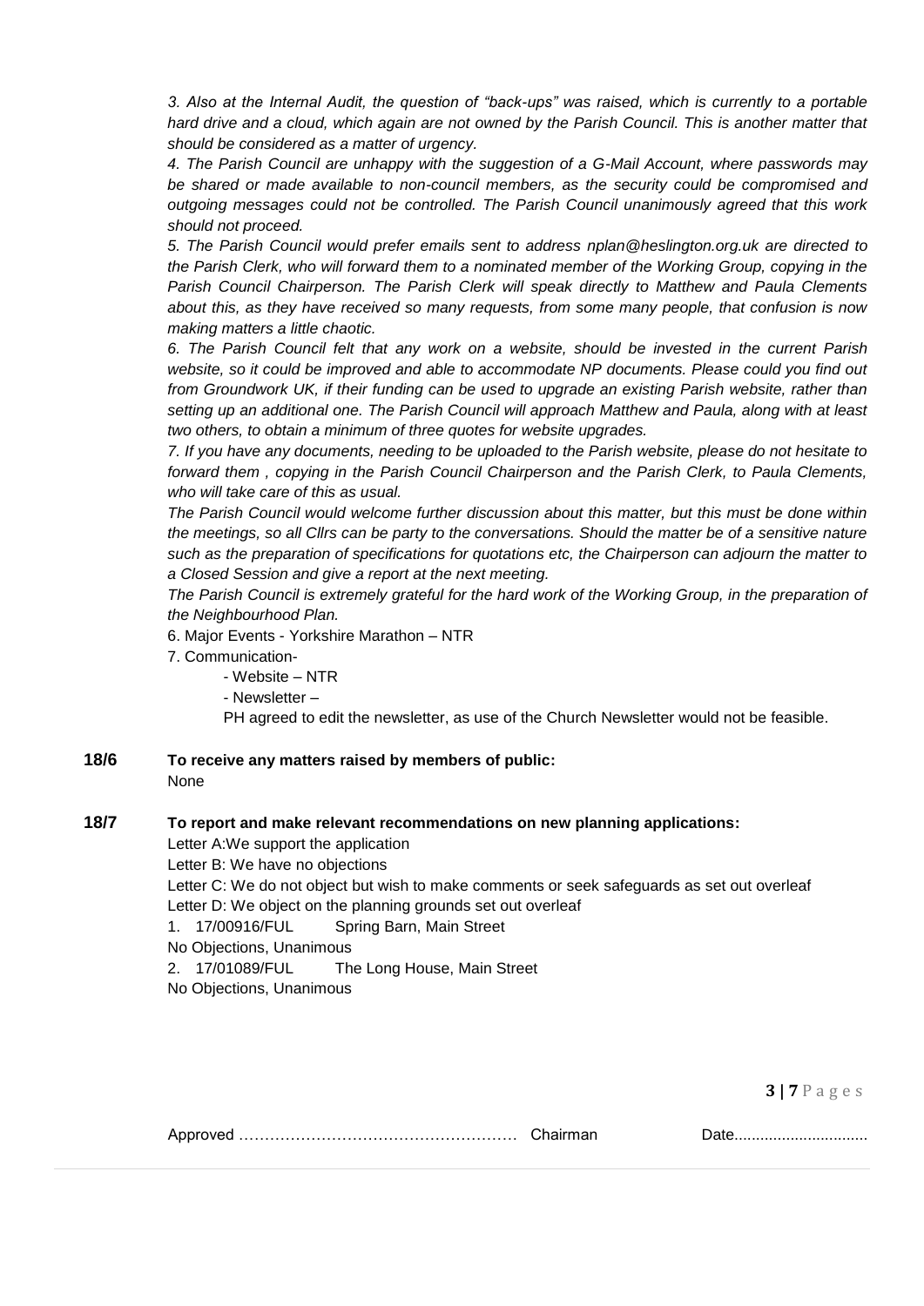*3. Also at the Internal Audit, the question of "back-ups" was raised, which is currently to a portable hard drive and a cloud, which again are not owned by the Parish Council. This is another matter that should be considered as a matter of urgency.*

*4. The Parish Council are unhappy with the suggestion of a G-Mail Account, where passwords may be shared or made available to non-council members, as the security could be compromised and outgoing messages could not be controlled. The Parish Council unanimously agreed that this work should not proceed.*

*5. The Parish Council would prefer emails sent to address nplan@heslington.org.uk are directed to the Parish Clerk, who will forward them to a nominated member of the Working Group, copying in the Parish Council Chairperson. The Parish Clerk will speak directly to Matthew and Paula Clements about this, as they have received so many requests, from some many people, that confusion is now making matters a little chaotic.*

*6. The Parish Council felt that any work on a website, should be invested in the current Parish website, so it could be improved and able to accommodate NP documents. Please could you find out from Groundwork UK, if their funding can be used to upgrade an existing Parish website, rather than setting up an additional one. The Parish Council will approach Matthew and Paula, along with at least two others, to obtain a minimum of three quotes for website upgrades.*

*7. If you have any documents, needing to be uploaded to the Parish website, please do not hesitate to forward them , copying in the Parish Council Chairperson and the Parish Clerk, to Paula Clements, who will take care of this as usual.*

*The Parish Council would welcome further discussion about this matter, but this must be done within the meetings, so all Cllrs can be party to the conversations. Should the matter be of a sensitive nature such as the preparation of specifications for quotations etc, the Chairperson can adjourn the matter to a Closed Session and give a report at the next meeting.*

*The Parish Council is extremely grateful for the hard work of the Working Group, in the preparation of the Neighbourhood Plan.*

6. Major Events - Yorkshire Marathon – NTR

7. Communication-

- Website – NTR
- Newsletter –

PH agreed to edit the newsletter, as use of the Church Newsletter would not be feasible.

**18/6 To receive any matters raised by members of public:**

None

**18/7 To report and make relevant recommendations on new planning applications:**

Letter A:We support the application

Letter B: We have no objections

Letter C: We do not object but wish to make comments or seek safeguards as set out overleaf

Letter D: We object on the planning grounds set out overleaf

1. 17/00916/FUL Spring Barn, Main Street

No Objections, Unanimous

2. 17/01089/FUL The Long House, Main Street

No Objections, Unanimous

Approved …………………………………………… Chairman Date...............................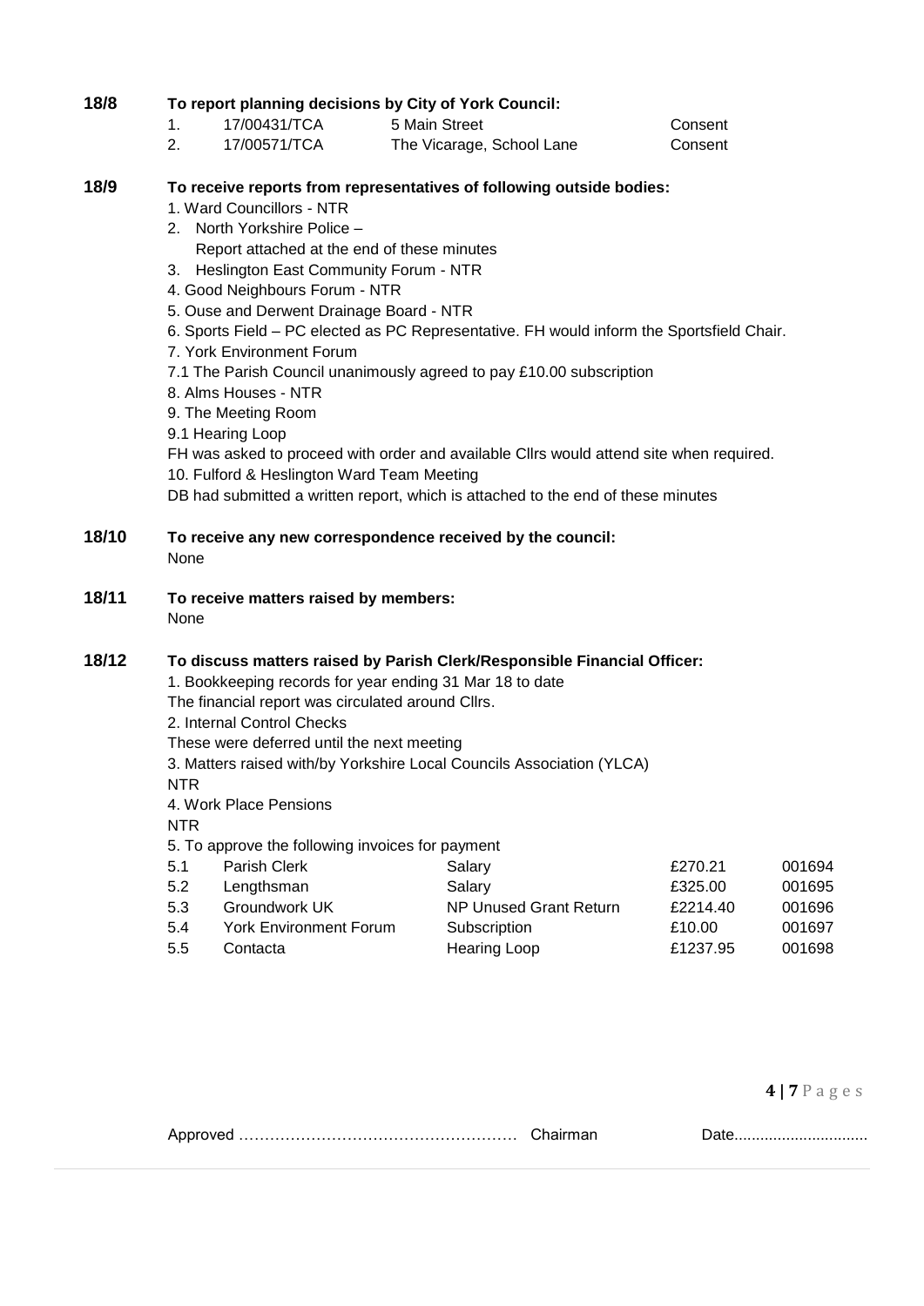**18/8 To report planning decisions by City of York Council:**

| | | | |
|---|---|---|---|
| 1. | 17/00431/TCA | 5 Main Street | Consent |
| 2. | 17/00571/TCA | The Vicarage, School Lane | Consent |

**18/9 To receive reports from representatives of following outside bodies:**

1. Ward Councillors - NTR
2. North Yorkshire Police –
   Report attached at the end of these minutes
3. Heslington East Community Forum - NTR
4. Good Neighbours Forum - NTR
5. Ouse and Derwent Drainage Board - NTR
6. Sports Field – PC elected as PC Representative. FH would inform the Sportsfield Chair.
7. York Environment Forum

7.1 The Parish Council unanimously agreed to pay £10.00 subscription

8. Alms Houses - NTR
9. The Meeting Room

9.1 Hearing Loop

FH was asked to proceed with order and available Cllrs would attend site when required.

10. Fulford & Heslington Ward Team Meeting

DB had submitted a written report, which is attached to the end of these minutes

**18/10 To receive any new correspondence received by the council:**

None

**18/11 To receive matters raised by members:**

None

**18/12 To discuss matters raised by Parish Clerk/Responsible Financial Officer:**

1. Bookkeeping records for year ending 31 Mar 18 to date

The financial report was circulated around Cllrs.

2. Internal Control Checks

These were deferred until the next meeting

3. Matters raised with/by Yorkshire Local Councils Association (YLCA)

NTR

4. Work Place Pensions

NTR

5. To approve the following invoices for payment

| | | | | |
|---|---|---|---|---|
| 5.1 | Parish Clerk | Salary | £270.21 | 001694 |
| 5.2 | Lengthsman | Salary | £325.00 | 001695 |
| 5.3 | Groundwork UK | NP Unused Grant Return | £2214.40 | 001696 |
| 5.4 | York Environment Forum | Subscription | £10.00 | 001697 |
| 5.5 | Contacta | Hearing Loop | £1237.95 | 001698 |

Approved …………………………………………… Chairman Date...............................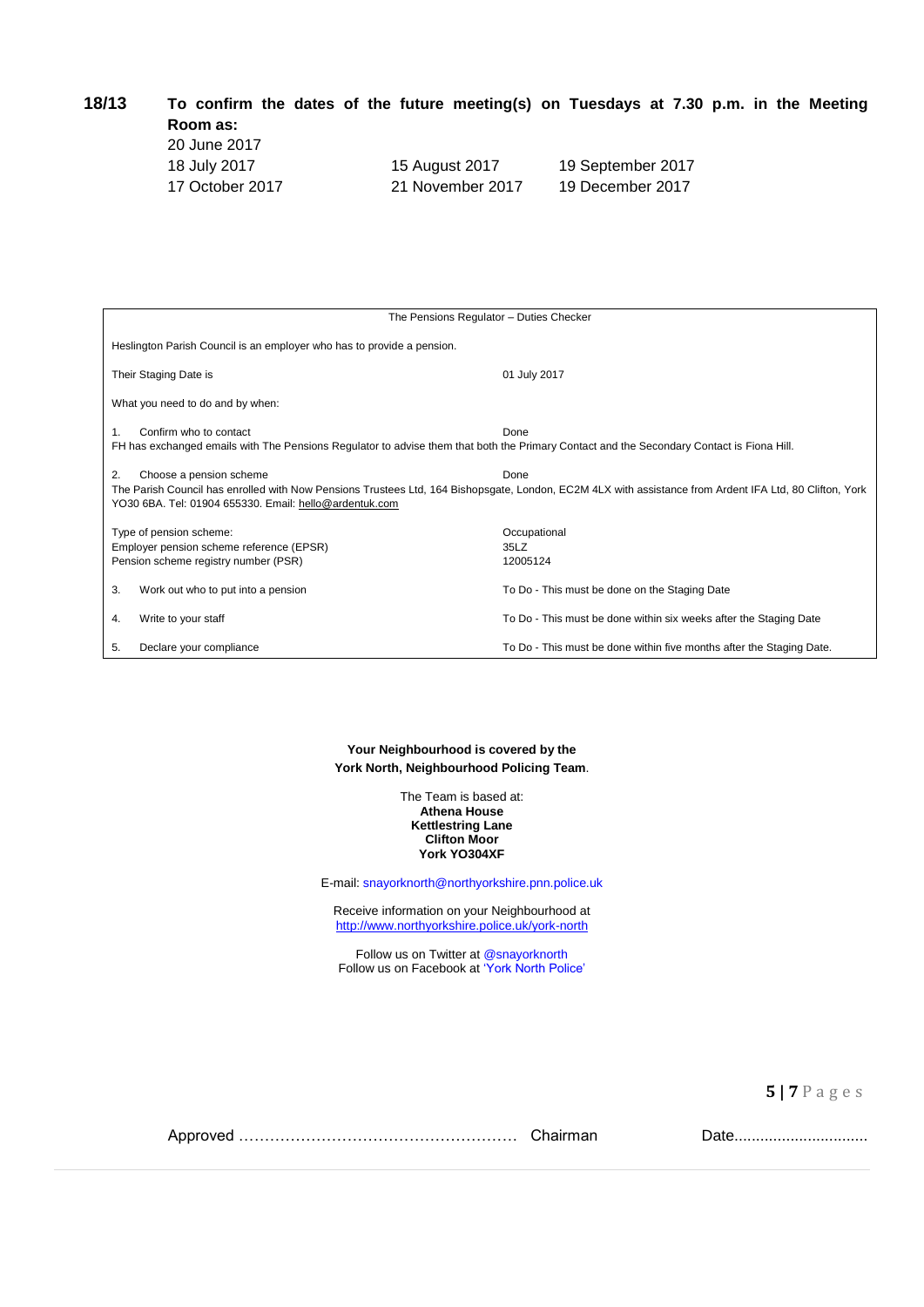**18/13 To confirm the dates of the future meeting(s) on Tuesdays at 7.30 p.m. in the Meeting Room as:**

20 June 2017

| | | |
|---|---|---|
| 18 July 2017 | 15 August 2017 | 19 September 2017 |
| 17 October 2017 | 21 November 2017 | 19 December 2017 |

| The Pensions Regulator – Duties Checker | |
|---|---|
| Heslington Parish Council is an employer who has to provide a pension. | |
| Their Staging Date is | 01 July 2017 |
| What you need to do and by when: | |
| 1. Confirm who to contact | Done |
| FH has exchanged emails with The Pensions Regulator to advise them that both the Primary Contact and the Secondary Contact is Fiona Hill. | |
| 2. Choose a pension scheme | Done |
| The Parish Council has enrolled with Now Pensions Trustees Ltd, 164 Bishopsgate, London, EC2M 4LX with assistance from Ardent IFA Ltd, 80 Clifton, York YO30 6BA. Tel: 01904 655330. Email: hello@ardentuk.com | |
| Type of pension scheme: | Occupational |
| Employer pension scheme reference (EPSR) | 35LZ |
| Pension scheme registry number (PSR) | 12005124 |
| 3. Work out who to put into a pension | To Do - This must be done on the Staging Date |
| 4. Write to your staff | To Do - This must be done within six weeks after the Staging Date |
| 5. Declare your compliance | To Do - This must be done within five months after the Staging Date. |

**Your Neighbourhood is covered by the York North, Neighbourhood Policing Team**.

The Team is based at:
**Athena House**
**Kettlestring Lane**
**Clifton Moor**
**York YO304XF**

E-mail: snayorknorth@northyorkshire.pnn.police.uk

Receive information on your Neighbourhood at http://www.northyorkshire.police.uk/york-north

Follow us on Twitter at @snayorknorth
Follow us on Facebook at 'York North Police'

Approved ……………………………………………… Chairman Date...............................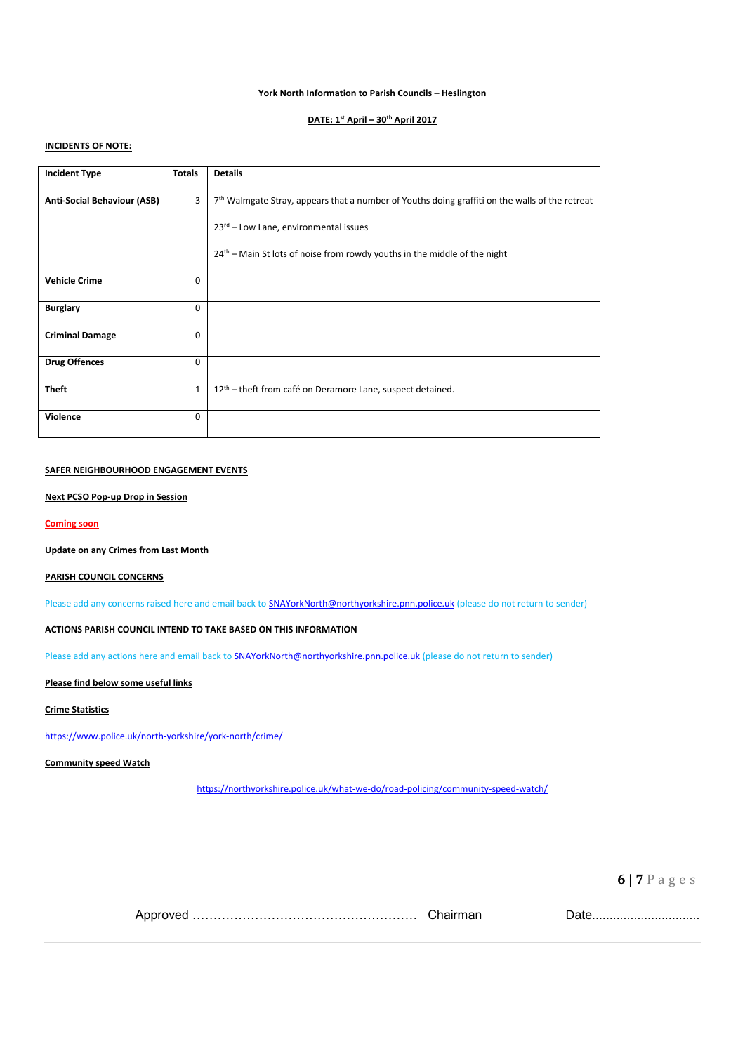**York North Information to Parish Councils – Heslington**

**DATE: 1st April – 30th April 2017**

**INCIDENTS OF NOTE:**

| **Incident Type** | **Totals** | **Details** |
|---|---|---|
| **Anti-Social Behaviour (ASB)** | 3 | 7th Walmgate Stray, appears that a number of Youths doing graffiti on the walls of the retreat<br><br>23rd – Low Lane, environmental issues<br><br>24th – Main St lots of noise from rowdy youths in the middle of the night |
| **Vehicle Crime** | 0 | |
| **Burglary** | 0 | |
| **Criminal Damage** | 0 | |
| **Drug Offences** | 0 | |
| **Theft** | 1 | 12th – theft from café on Deramore Lane, suspect detained. |
| **Violence** | 0 | |

**SAFER NEIGHBOURHOOD ENGAGEMENT EVENTS**

**Next PCSO Pop-up Drop in Session**

**Coming soon**

**Update on any Crimes from Last Month**

**PARISH COUNCIL CONCERNS**

Please add any concerns raised here and email back to SNAYorkNorth@northyorkshire.pnn.police.uk (please do not return to sender)

**ACTIONS PARISH COUNCIL INTEND TO TAKE BASED ON THIS INFORMATION**

Please add any actions here and email back to SNAYorkNorth@northyorkshire.pnn.police.uk (please do not return to sender)

**Please find below some useful links**

**Crime Statistics**

https://www.police.uk/north-yorkshire/york-north/crime/

**Community speed Watch**

https://northyorkshire.police.uk/what-we-do/road-policing/community-speed-watch/

Approved ……………………………………………… Chairman Date...............................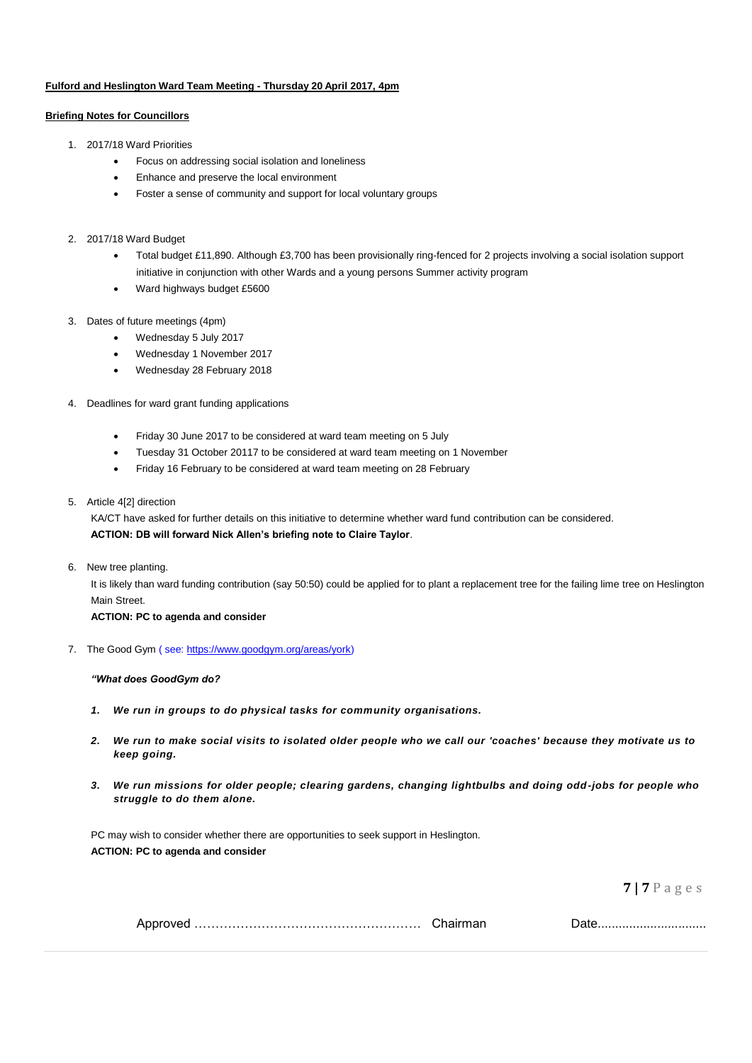**Fulford and Heslington Ward Team Meeting - Thursday 20 April 2017, 4pm**

**Briefing Notes for Councillors**

1. 2017/18 Ward Priorities
   - Focus on addressing social isolation and loneliness
   - Enhance and preserve the local environment
   - Foster a sense of community and support for local voluntary groups

2. 2017/18 Ward Budget
   - Total budget £11,890. Although £3,700 has been provisionally ring-fenced for 2 projects involving a social isolation support initiative in conjunction with other Wards and a young persons Summer activity program
   - Ward highways budget £5600

3. Dates of future meetings (4pm)
   - Wednesday 5 July 2017
   - Wednesday 1 November 2017
   - Wednesday 28 February 2018

4. Deadlines for ward grant funding applications
   - Friday 30 June 2017 to be considered at ward team meeting on 5 July
   - Tuesday 31 October 20117 to be considered at ward team meeting on 1 November
   - Friday 16 February to be considered at ward team meeting on 28 February

5. Article 4[2] direction

   KA/CT have asked for further details on this initiative to determine whether ward fund contribution can be considered.

   **ACTION: DB will forward Nick Allen's briefing note to Claire Taylor**.

6. New tree planting.

   It is likely than ward funding contribution (say 50:50) could be applied for to plant a replacement tree for the failing lime tree on Heslington Main Street.

   **ACTION: PC to agenda and consider**

7. The Good Gym ( see: https://www.goodgym.org/areas/york)

   ***"What does GoodGym do?***

   1. ***We run in groups to do physical tasks for community organisations.***
   2. ***We run to make social visits to isolated older people who we call our 'coaches' because they motivate us to keep going.***
   3. ***We run missions for older people; clearing gardens, changing lightbulbs and doing odd-jobs for people who struggle to do them alone.***

   PC may wish to consider whether there are opportunities to seek support in Heslington.

   **ACTION: PC to agenda and consider**

Approved …………………………………………… Chairman Date...............................